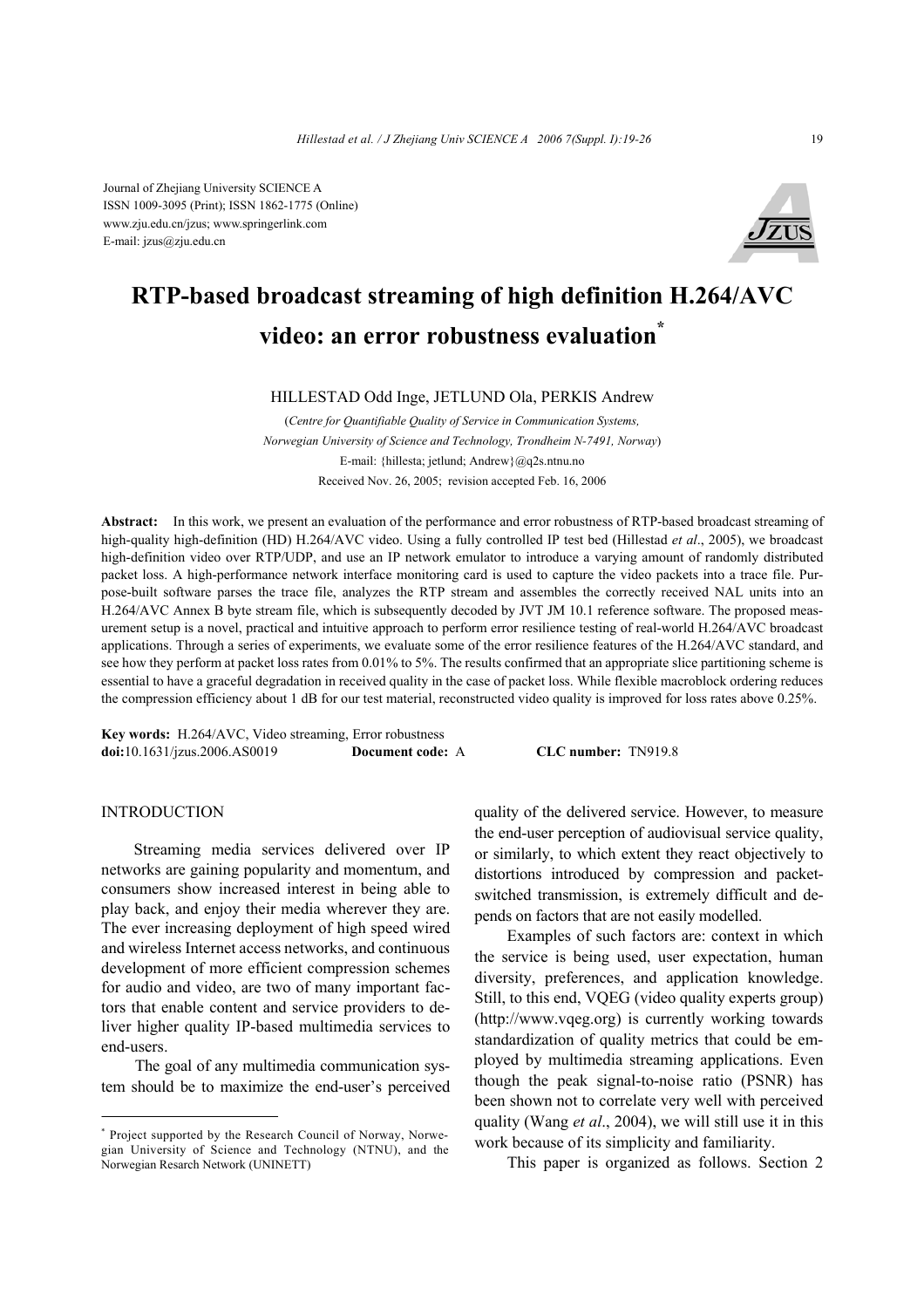Journal of Zhejiang University SCIENCE A
ISSN 1009-3095 (Print); ISSN 1862-1775 (Online)
www.zju.edu.cn/jzus; www.springerlink.com
E-mail: jzus@zju.edu.cn

# RTP-based broadcast streaming of high definition H.264/AVC video: an error robustness evaluation*

HILLESTAD Odd Inge, JETLUND Ola, PERKIS Andrew

(*Centre for Quantifiable Quality of Service in Communication Systems, Norwegian University of Science and Technology, Trondheim N-7491, Norway*)
E-mail: {hillesta; jetlund; Andrew}@q2s.ntnu.no
Received Nov. 26, 2005; revision accepted Feb. 16, 2006

**Abstract:** In this work, we present an evaluation of the performance and error robustness of RTP-based broadcast streaming of high-quality high-definition (HD) H.264/AVC video. Using a fully controlled IP test bed (Hillestad *et al*., 2005), we broadcast high-definition video over RTP/UDP, and use an IP network emulator to introduce a varying amount of randomly distributed packet loss. A high-performance network interface monitoring card is used to capture the video packets into a trace file. Purpose-built software parses the trace file, analyzes the RTP stream and assembles the correctly received NAL units into an H.264/AVC Annex B byte stream file, which is subsequently decoded by JVT JM 10.1 reference software. The proposed measurement setup is a novel, practical and intuitive approach to perform error resilience testing of real-world H.264/AVC broadcast applications. Through a series of experiments, we evaluate some of the error resilience features of the H.264/AVC standard, and see how they perform at packet loss rates from 0.01% to 5%. The results confirmed that an appropriate slice partitioning scheme is essential to have a graceful degradation in received quality in the case of packet loss. While flexible macroblock ordering reduces the compression efficiency about 1 dB for our test material, reconstructed video quality is improved for loss rates above 0.25%.

**Key words:** H.264/AVC, Video streaming, Error robustness
**doi:**10.1631/jzus.2006.AS0019 **Document code:** A **CLC number:** TN919.8

## INTRODUCTION

Streaming media services delivered over IP networks are gaining popularity and momentum, and consumers show increased interest in being able to play back, and enjoy their media wherever they are. The ever increasing deployment of high speed wired and wireless Internet access networks, and continuous development of more efficient compression schemes for audio and video, are two of many important factors that enable content and service providers to deliver higher quality IP-based multimedia services to end-users.

The goal of any multimedia communication system should be to maximize the end-user's perceived quality of the delivered service. However, to measure the end-user perception of audiovisual service quality, or similarly, to which extent they react objectively to distortions introduced by compression and packet-switched transmission, is extremely difficult and depends on factors that are not easily modelled.

Examples of such factors are: context in which the service is being used, user expectation, human diversity, preferences, and application knowledge. Still, to this end, VQEG (video quality experts group) (http://www.vqeg.org) is currently working towards standardization of quality metrics that could be employed by multimedia streaming applications. Even though the peak signal-to-noise ratio (PSNR) has been shown not to correlate very well with perceived quality (Wang *et al*., 2004), we will still use it in this work because of its simplicity and familiarity.

This paper is organized as follows. Section 2

---

* Project supported by the Research Council of Norway, Norwegian University of Science and Technology (NTNU), and the Norwegian Resarch Network (UNINETT)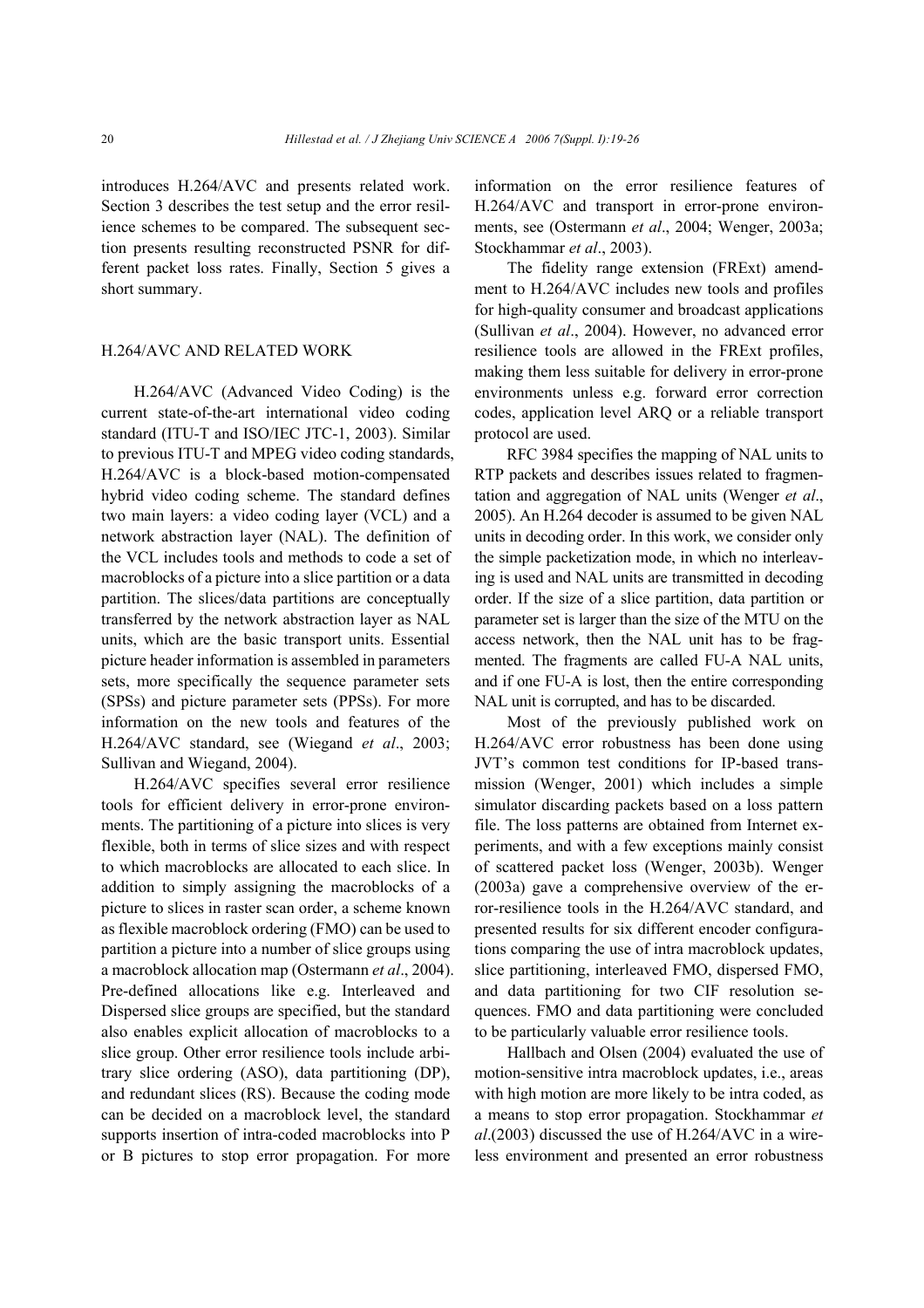introduces H.264/AVC and presents related work. Section 3 describes the test setup and the error resilience schemes to be compared. The subsequent section presents resulting reconstructed PSNR for different packet loss rates. Finally, Section 5 gives a short summary.

## H.264/AVC AND RELATED WORK

H.264/AVC (Advanced Video Coding) is the current state-of-the-art international video coding standard (ITU-T and ISO/IEC JTC-1, 2003). Similar to previous ITU-T and MPEG video coding standards, H.264/AVC is a block-based motion-compensated hybrid video coding scheme. The standard defines two main layers: a video coding layer (VCL) and a network abstraction layer (NAL). The definition of the VCL includes tools and methods to code a set of macroblocks of a picture into a slice partition or a data partition. The slices/data partitions are conceptually transferred by the network abstraction layer as NAL units, which are the basic transport units. Essential picture header information is assembled in parameters sets, more specifically the sequence parameter sets (SPSs) and picture parameter sets (PPSs). For more information on the new tools and features of the H.264/AVC standard, see (Wiegand *et al*., 2003; Sullivan and Wiegand, 2004).

H.264/AVC specifies several error resilience tools for efficient delivery in error-prone environments. The partitioning of a picture into slices is very flexible, both in terms of slice sizes and with respect to which macroblocks are allocated to each slice. In addition to simply assigning the macroblocks of a picture to slices in raster scan order, a scheme known as flexible macroblock ordering (FMO) can be used to partition a picture into a number of slice groups using a macroblock allocation map (Ostermann *et al*., 2004). Pre-defined allocations like e.g. Interleaved and Dispersed slice groups are specified, but the standard also enables explicit allocation of macroblocks to a slice group. Other error resilience tools include arbitrary slice ordering (ASO), data partitioning (DP), and redundant slices (RS). Because the coding mode can be decided on a macroblock level, the standard supports insertion of intra-coded macroblocks into P or B pictures to stop error propagation. For more information on the error resilience features of H.264/AVC and transport in error-prone environments, see (Ostermann *et al*., 2004; Wenger, 2003a; Stockhammar *et al*., 2003).

The fidelity range extension (FRExt) amendment to H.264/AVC includes new tools and profiles for high-quality consumer and broadcast applications (Sullivan *et al*., 2004). However, no advanced error resilience tools are allowed in the FRExt profiles, making them less suitable for delivery in error-prone environments unless e.g. forward error correction codes, application level ARQ or a reliable transport protocol are used.

RFC 3984 specifies the mapping of NAL units to RTP packets and describes issues related to fragmentation and aggregation of NAL units (Wenger *et al*., 2005). An H.264 decoder is assumed to be given NAL units in decoding order. In this work, we consider only the simple packetization mode, in which no interleaving is used and NAL units are transmitted in decoding order. If the size of a slice partition, data partition or parameter set is larger than the size of the MTU on the access network, then the NAL unit has to be fragmented. The fragments are called FU-A NAL units, and if one FU-A is lost, then the entire corresponding NAL unit is corrupted, and has to be discarded.

Most of the previously published work on H.264/AVC error robustness has been done using JVT's common test conditions for IP-based transmission (Wenger, 2001) which includes a simple simulator discarding packets based on a loss pattern file. The loss patterns are obtained from Internet experiments, and with a few exceptions mainly consist of scattered packet loss (Wenger, 2003b). Wenger (2003a) gave a comprehensive overview of the error-resilience tools in the H.264/AVC standard, and presented results for six different encoder configurations comparing the use of intra macroblock updates, slice partitioning, interleaved FMO, dispersed FMO, and data partitioning for two CIF resolution sequences. FMO and data partitioning were concluded to be particularly valuable error resilience tools.

Hallbach and Olsen (2004) evaluated the use of motion-sensitive intra macroblock updates, i.e., areas with high motion are more likely to be intra coded, as a means to stop error propagation. Stockhammar *et al*.(2003) discussed the use of H.264/AVC in a wireless environment and presented an error robustness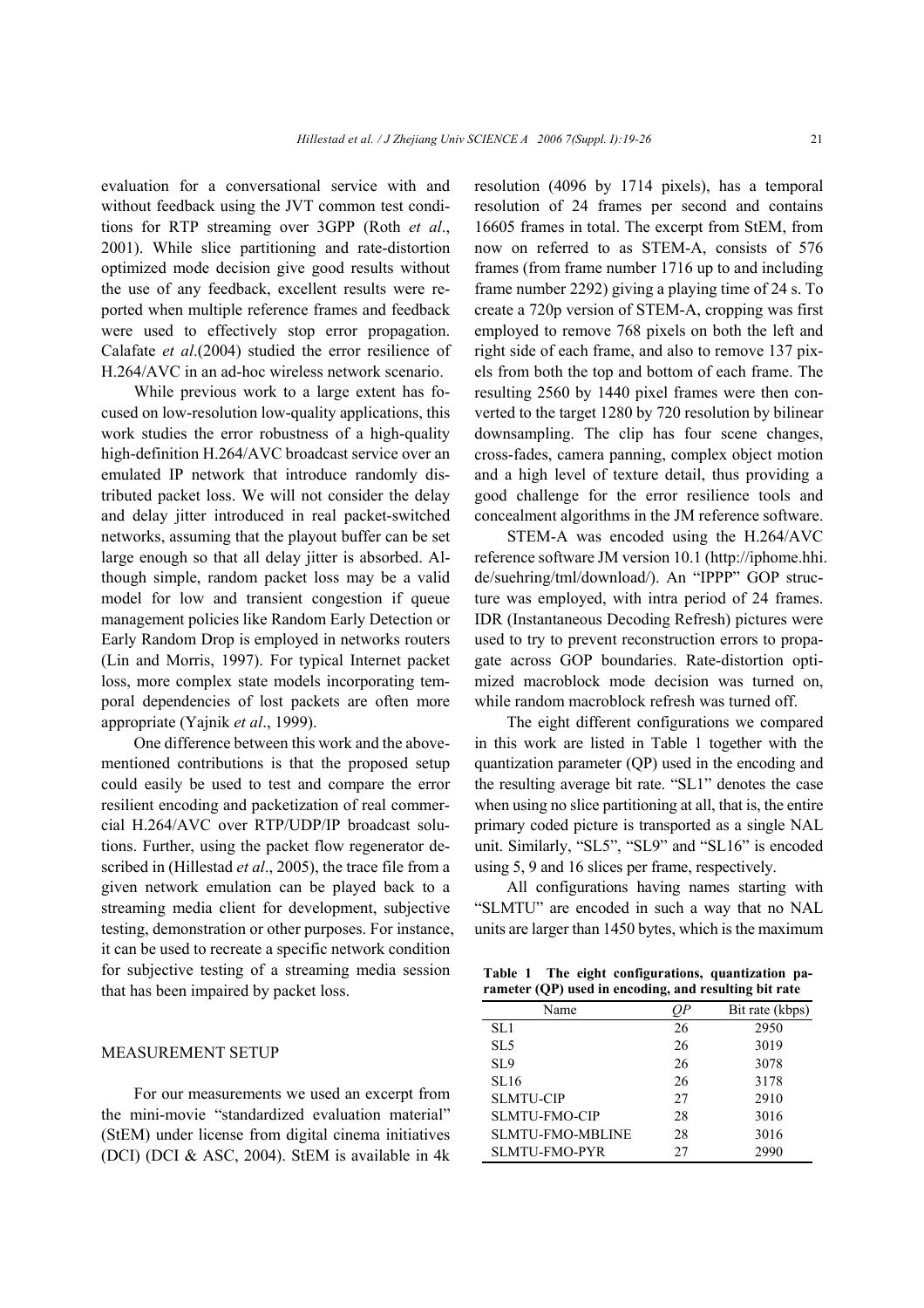evaluation for a conversational service with and without feedback using the JVT common test conditions for RTP streaming over 3GPP (Roth *et al*., 2001). While slice partitioning and rate-distortion optimized mode decision give good results without the use of any feedback, excellent results were reported when multiple reference frames and feedback were used to effectively stop error propagation. Calafate *et al*.(2004) studied the error resilience of H.264/AVC in an ad-hoc wireless network scenario.

While previous work to a large extent has focused on low-resolution low-quality applications, this work studies the error robustness of a high-quality high-definition H.264/AVC broadcast service over an emulated IP network that introduce randomly distributed packet loss. We will not consider the delay and delay jitter introduced in real packet-switched networks, assuming that the playout buffer can be set large enough so that all delay jitter is absorbed. Although simple, random packet loss may be a valid model for low and transient congestion if queue management policies like Random Early Detection or Early Random Drop is employed in networks routers (Lin and Morris, 1997). For typical Internet packet loss, more complex state models incorporating temporal dependencies of lost packets are often more appropriate (Yajnik *et al*., 1999).

One difference between this work and the above-mentioned contributions is that the proposed setup could easily be used to test and compare the error resilient encoding and packetization of real commercial H.264/AVC over RTP/UDP/IP broadcast solutions. Further, using the packet flow regenerator described in (Hillestad *et al*., 2005), the trace file from a given network emulation can be played back to a streaming media client for development, subjective testing, demonstration or other purposes. For instance, it can be used to recreate a specific network condition for subjective testing of a streaming media session that has been impaired by packet loss.

## MEASUREMENT SETUP

For our measurements we used an excerpt from the mini-movie "standardized evaluation material" (StEM) under license from digital cinema initiatives (DCI) (DCI & ASC, 2004). StEM is available in 4k resolution (4096 by 1714 pixels), has a temporal resolution of 24 frames per second and contains 16605 frames in total. The excerpt from StEM, from now on referred to as STEM-A, consists of 576 frames (from frame number 1716 up to and including frame number 2292) giving a playing time of 24 s. To create a 720p version of STEM-A, cropping was first employed to remove 768 pixels on both the left and right side of each frame, and also to remove 137 pixels from both the top and bottom of each frame. The resulting 2560 by 1440 pixel frames were then converted to the target 1280 by 720 resolution by bilinear downsampling. The clip has four scene changes, cross-fades, camera panning, complex object motion and a high level of texture detail, thus providing a good challenge for the error resilience tools and concealment algorithms in the JM reference software.

STEM-A was encoded using the H.264/AVC reference software JM version 10.1 (http://iphome.hhi.de/suehring/tml/download/). An "IPPP" GOP structure was employed, with intra period of 24 frames. IDR (Instantaneous Decoding Refresh) pictures were used to try to prevent reconstruction errors to propagate across GOP boundaries. Rate-distortion optimized macroblock mode decision was turned on, while random macroblock refresh was turned off.

The eight different configurations we compared in this work are listed in Table 1 together with the quantization parameter (QP) used in the encoding and the resulting average bit rate. "SL1" denotes the case when using no slice partitioning at all, that is, the entire primary coded picture is transported as a single NAL unit. Similarly, "SL5", "SL9" and "SL16" is encoded using 5, 9 and 16 slices per frame, respectively.

All configurations having names starting with "SLMTU" are encoded in such a way that no NAL units are larger than 1450 bytes, which is the maximum

**Table 1 The eight configurations, quantization parameter (QP) used in encoding, and resulting bit rate**

| Name | *QP* | Bit rate (kbps) |
|---|---|---|
| SL1 | 26 | 2950 |
| SL5 | 26 | 3019 |
| SL9 | 26 | 3078 |
| SL16 | 26 | 3178 |
| SLMTU-CIP | 27 | 2910 |
| SLMTU-FMO-CIP | 28 | 3016 |
| SLMTU-FMO-MBLINE | 28 | 3016 |
| SLMTU-FMO-PYR | 27 | 2990 |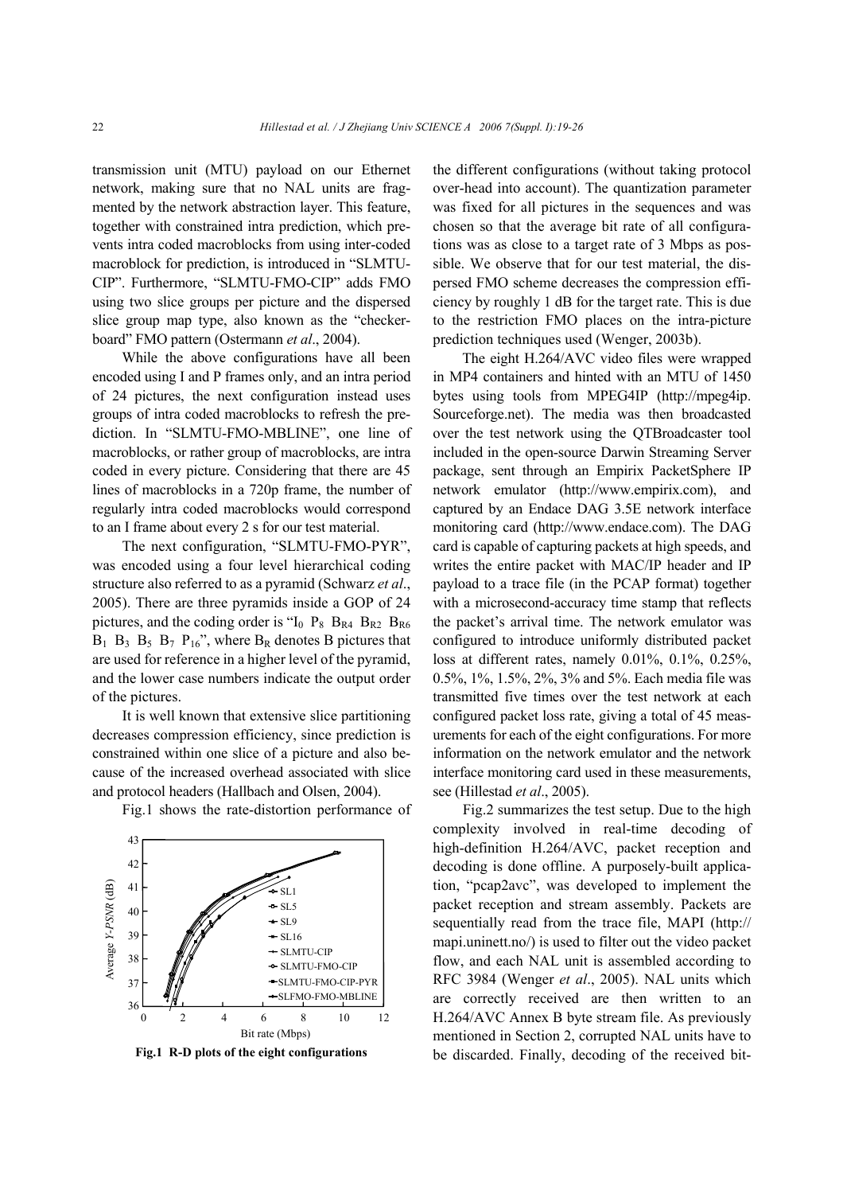transmission unit (MTU) payload on our Ethernet network, making sure that no NAL units are fragmented by the network abstraction layer. This feature, together with constrained intra prediction, which prevents intra coded macroblocks from using inter-coded macroblock for prediction, is introduced in "SLMTU-CIP". Furthermore, "SLMTU-FMO-CIP" adds FMO using two slice groups per picture and the dispersed slice group map type, also known as the "checkerboard" FMO pattern (Ostermann *et al*., 2004).

While the above configurations have all been encoded using I and P frames only, and an intra period of 24 pictures, the next configuration instead uses groups of intra coded macroblocks to refresh the prediction. In "SLMTU-FMO-MBLINE", one line of macroblocks, or rather group of macroblocks, are intra coded in every picture. Considering that there are 45 lines of macroblocks in a 720p frame, the number of regularly intra coded macroblocks would correspond to an I frame about every 2 s for our test material.

The next configuration, "SLMTU-FMO-PYR", was encoded using a four level hierarchical coding structure also referred to as a pyramid (Schwarz *et al*., 2005). There are three pyramids inside a GOP of 24 pictures, and the coding order is "$I_0$ $P_8$ $B_{R4}$ $B_{R2}$ $B_{R6}$ $B_1$ $B_3$ $B_5$ $B_7$ $P_{16}$", where $B_R$ denotes B pictures that are used for reference in a higher level of the pyramid, and the lower case numbers indicate the output order of the pictures.

It is well known that extensive slice partitioning decreases compression efficiency, since prediction is constrained within one slice of a picture and also because of the increased overhead associated with slice and protocol headers (Hallbach and Olsen, 2004).

Fig.1 shows the rate-distortion performance of the different configurations (without taking protocol over-head into account). The quantization parameter was fixed for all pictures in the sequences and was chosen so that the average bit rate of all configurations was as close to a target rate of 3 Mbps as possible. We observe that for our test material, the dispersed FMO scheme decreases the compression efficiency by roughly 1 dB for the target rate. This is due to the restriction FMO places on the intra-picture prediction techniques used (Wenger, 2003b).

**Fig.1 R-D plots of the eight configurations**

The eight H.264/AVC video files were wrapped in MP4 containers and hinted with an MTU of 1450 bytes using tools from MPEG4IP (http://mpeg4ip. Sourceforge.net). The media was then broadcasted over the test network using the QTBroadcaster tool included in the open-source Darwin Streaming Server package, sent through an Empirix PacketSphere IP network emulator (http://www.empirix.com), and captured by an Endace DAG 3.5E network interface monitoring card (http://www.endace.com). The DAG card is capable of capturing packets at high speeds, and writes the entire packet with MAC/IP header and IP payload to a trace file (in the PCAP format) together with a microsecond-accuracy time stamp that reflects the packet's arrival time. The network emulator was configured to introduce uniformly distributed packet loss at different rates, namely 0.01%, 0.1%, 0.25%, 0.5%, 1%, 1.5%, 2%, 3% and 5%. Each media file was transmitted five times over the test network at each configured packet loss rate, giving a total of 45 measurements for each of the eight configurations. For more information on the network emulator and the network interface monitoring card used in these measurements, see (Hillestad *et al*., 2005).

Fig.2 summarizes the test setup. Due to the high complexity involved in real-time decoding of high-definition H.264/AVC, packet reception and decoding is done offline. A purposely-built application, "pcap2avc", was developed to implement the packet reception and stream assembly. Packets are sequentially read from the trace file, MAPI (http:// mapi.uninett.no/) is used to filter out the video packet flow, and each NAL unit is assembled according to RFC 3984 (Wenger *et al*., 2005). NAL units which are correctly received are then written to an H.264/AVC Annex B byte stream file. As previously mentioned in Section 2, corrupted NAL units have to be discarded. Finally, decoding of the received bit-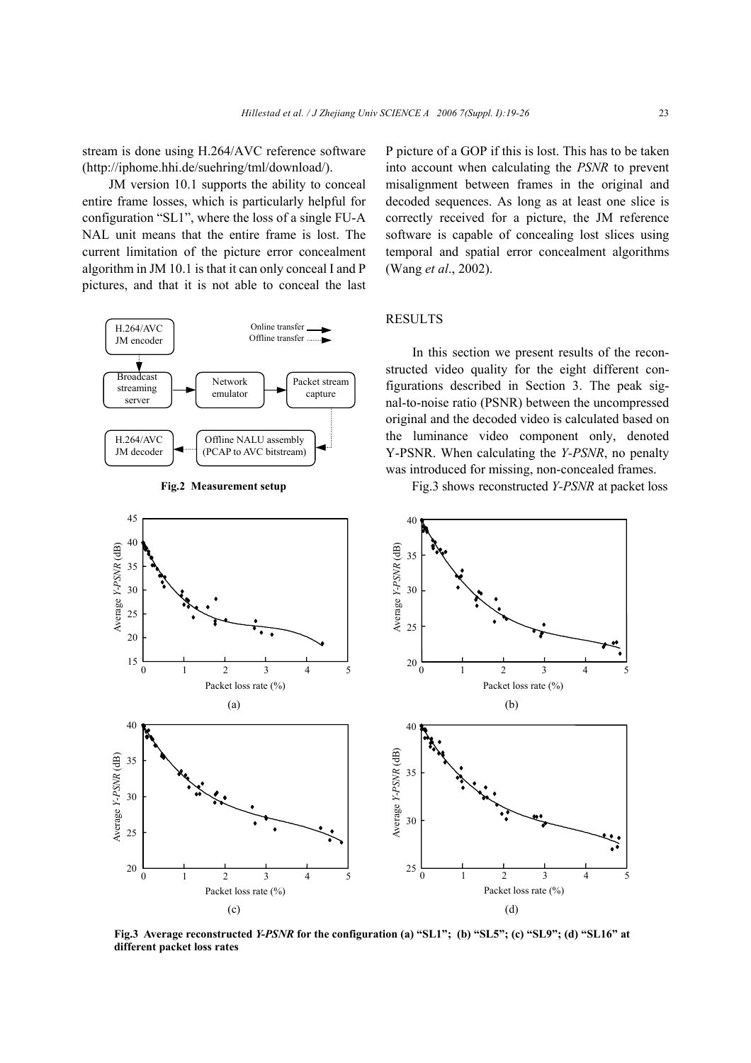stream is done using H.264/AVC reference software (http://iphome.hhi.de/suehring/tml/download/).

JM version 10.1 supports the ability to conceal entire frame losses, which is particularly helpful for configuration "SL1", where the loss of a single FU-A NAL unit means that the entire frame is lost. The current limitation of the picture error concealment algorithm in JM 10.1 is that it can only conceal I and P pictures, and that it is not able to conceal the last P picture of a GOP if this is lost. This has to be taken into account when calculating the *PSNR* to prevent misalignment between frames in the original and decoded sequences. As long as at least one slice is correctly received for a picture, the JM reference software is capable of concealing lost slices using temporal and spatial error concealment algorithms (Wang *et al*., 2002).

**Fig.2 Measurement setup**

## RESULTS

In this section we present results of the reconstructed video quality for the eight different configurations described in Section 3. The peak signal-to-noise ratio (PSNR) between the uncompressed original and the decoded video is calculated based on the luminance video component only, denoted Y-PSNR. When calculating the *Y-PSNR*, no penalty was introduced for missing, non-concealed frames.

Fig.3 shows reconstructed *Y-PSNR* at packet loss

**Fig.3 Average reconstructed *Y-PSNR* for the configuration (a) "SL1"; (b) "SL5"; (c) "SL9"; (d) "SL16" at different packet loss rates**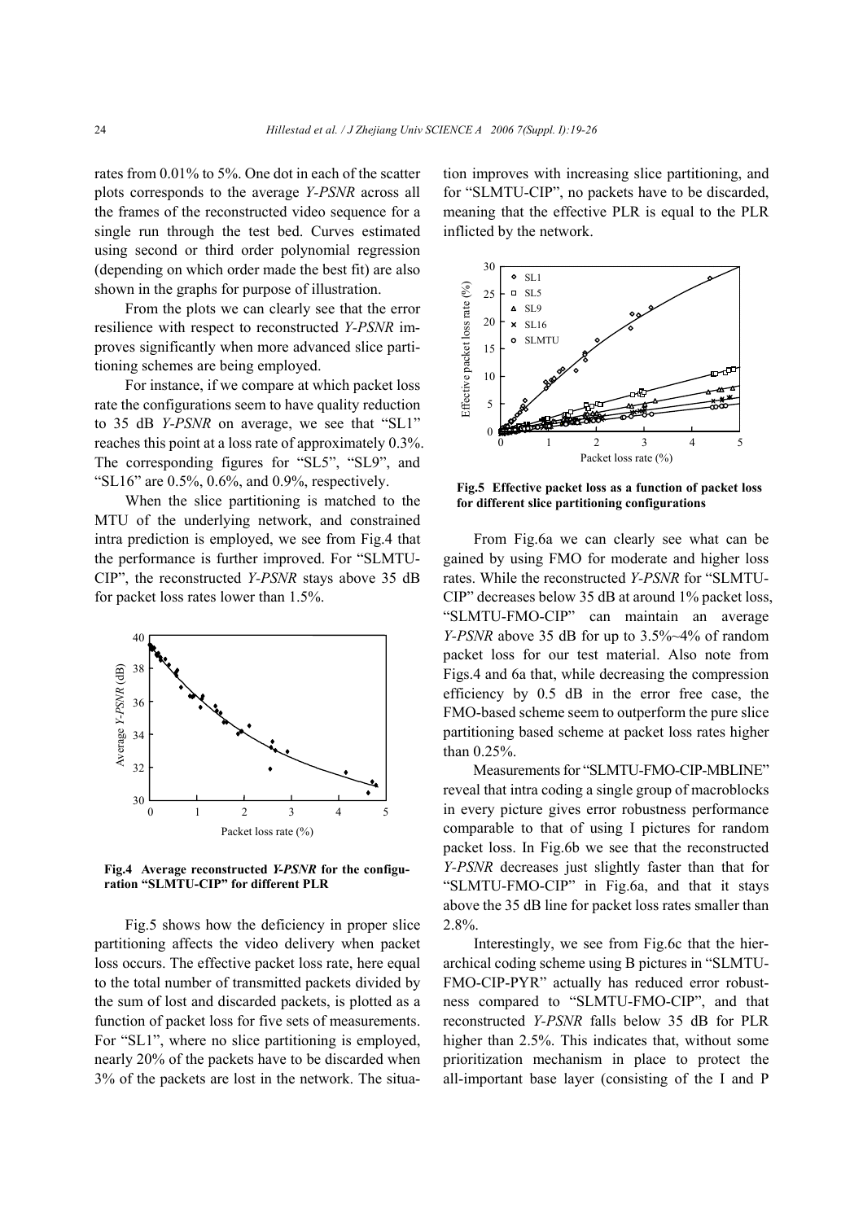rates from 0.01% to 5%. One dot in each of the scatter plots corresponds to the average *Y-PSNR* across all the frames of the reconstructed video sequence for a single run through the test bed. Curves estimated using second or third order polynomial regression (depending on which order made the best fit) are also shown in the graphs for purpose of illustration.

From the plots we can clearly see that the error resilience with respect to reconstructed *Y-PSNR* improves significantly when more advanced slice partitioning schemes are being employed.

For instance, if we compare at which packet loss rate the configurations seem to have quality reduction to 35 dB *Y-PSNR* on average, we see that "SL1" reaches this point at a loss rate of approximately 0.3%. The corresponding figures for "SL5", "SL9", and "SL16" are 0.5%, 0.6%, and 0.9%, respectively.

When the slice partitioning is matched to the MTU of the underlying network, and constrained intra prediction is employed, we see from Fig.4 that the performance is further improved. For "SLMTU-CIP", the reconstructed *Y-PSNR* stays above 35 dB for packet loss rates lower than 1.5%.

**Fig.4 Average reconstructed *Y-PSNR* for the configuration "SLMTU-CIP" for different PLR**

Fig.5 shows how the deficiency in proper slice partitioning affects the video delivery when packet loss occurs. The effective packet loss rate, here equal to the total number of transmitted packets divided by the sum of lost and discarded packets, is plotted as a function of packet loss for five sets of measurements. For "SL1", where no slice partitioning is employed, nearly 20% of the packets have to be discarded when 3% of the packets are lost in the network. The situation improves with increasing slice partitioning, and for "SLMTU-CIP", no packets have to be discarded, meaning that the effective PLR is equal to the PLR inflicted by the network.

**Fig.5 Effective packet loss as a function of packet loss for different slice partitioning configurations**

From Fig.6a we can clearly see what can be gained by using FMO for moderate and higher loss rates. While the reconstructed *Y-PSNR* for "SLMTU-CIP" decreases below 35 dB at around 1% packet loss, "SLMTU-FMO-CIP" can maintain an average *Y-PSNR* above 35 dB for up to 3.5%~4% of random packet loss for our test material. Also note from Figs.4 and 6a that, while decreasing the compression efficiency by 0.5 dB in the error free case, the FMO-based scheme seem to outperform the pure slice partitioning based scheme at packet loss rates higher than 0.25%.

Measurements for "SLMTU-FMO-CIP-MBLINE" reveal that intra coding a single group of macroblocks in every picture gives error robustness performance comparable to that of using I pictures for random packet loss. In Fig.6b we see that the reconstructed *Y-PSNR* decreases just slightly faster than that for "SLMTU-FMO-CIP" in Fig.6a, and that it stays above the 35 dB line for packet loss rates smaller than 2.8%.

Interestingly, we see from Fig.6c that the hierarchical coding scheme using B pictures in "SLMTU-FMO-CIP-PYR" actually has reduced error robustness compared to "SLMTU-FMO-CIP", and that reconstructed *Y-PSNR* falls below 35 dB for PLR higher than 2.5%. This indicates that, without some prioritization mechanism in place to protect the all-important base layer (consisting of the I and P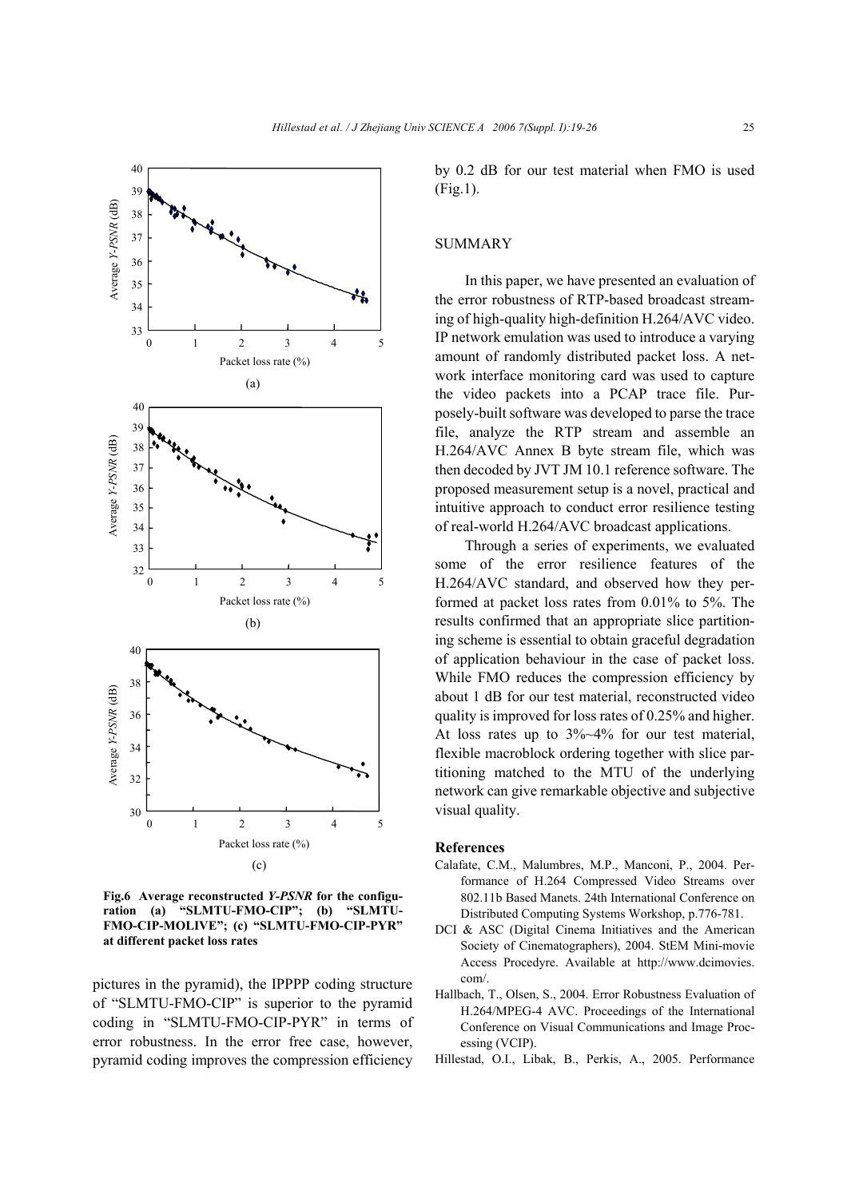Fig.6 Average reconstructed *Y-PSNR* for the configuration (a) "SLMTU-FMO-CIP"; (b) "SLMTU-FMO-CIP-MOLIVE"; (c) "SLMTU-FMO-CIP-PYR" at different packet loss rates

pictures in the pyramid), the IPPPP coding structure of "SLMTU-FMO-CIP" is superior to the pyramid coding in "SLMTU-FMO-CIP-PYR" in terms of error robustness. In the error free case, however, pyramid coding improves the compression efficiency by 0.2 dB for our test material when FMO is used (Fig.1).

## SUMMARY

In this paper, we have presented an evaluation of the error robustness of RTP-based broadcast streaming of high-quality high-definition H.264/AVC video. IP network emulation was used to introduce a varying amount of randomly distributed packet loss. A network interface monitoring card was used to capture the video packets into a PCAP trace file. Purposely-built software was developed to parse the trace file, analyze the RTP stream and assemble an H.264/AVC Annex B byte stream file, which was then decoded by JVT JM 10.1 reference software. The proposed measurement setup is a novel, practical and intuitive approach to conduct error resilience testing of real-world H.264/AVC broadcast applications.

Through a series of experiments, we evaluated some of the error resilience features of the H.264/AVC standard, and observed how they performed at packet loss rates from 0.01% to 5%. The results confirmed that an appropriate slice partitioning scheme is essential to obtain graceful degradation of application behaviour in the case of packet loss. While FMO reduces the compression efficiency by about 1 dB for our test material, reconstructed video quality is improved for loss rates of 0.25% and higher. At loss rates up to 3%~4% for our test material, flexible macroblock ordering together with slice partitioning matched to the MTU of the underlying network can give remarkable objective and subjective visual quality.

## References

Calafate, C.M., Malumbres, M.P., Manconi, P., 2004. Performance of H.264 Compressed Video Streams over 802.11b Based Manets. 24th International Conference on Distributed Computing Systems Workshop, p.776-781.

DCI & ASC (Digital Cinema Initiatives and the American Society of Cinematographers), 2004. StEM Mini-movie Access Procedyre. Available at http://www.dcimovies.com/.

Hallbach, T., Olsen, S., 2004. Error Robustness Evaluation of H.264/MPEG-4 AVC. Proceedings of the International Conference on Visual Communications and Image Processing (VCIP).

Hillestad, O.I., Libak, B., Perkis, A., 2005. Performance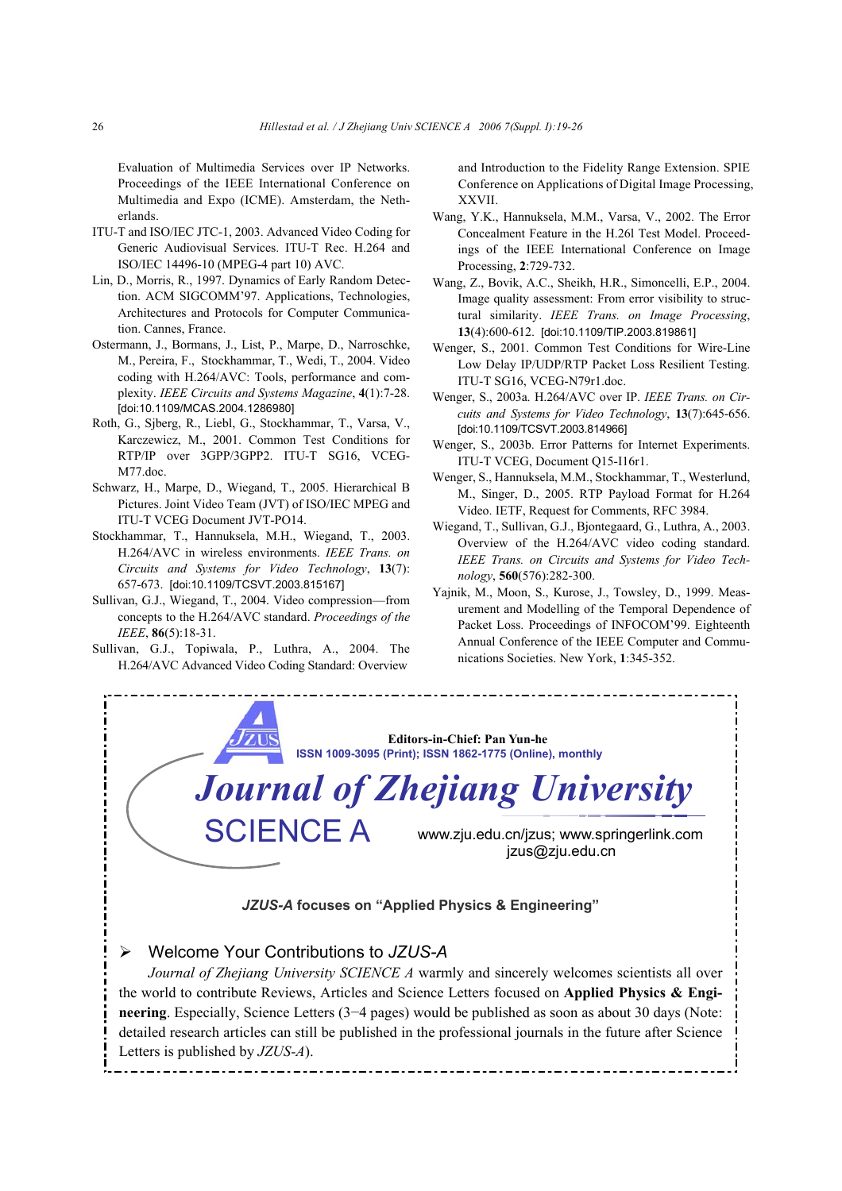Evaluation of Multimedia Services over IP Networks. Proceedings of the IEEE International Conference on Multimedia and Expo (ICME). Amsterdam, the Netherlands.

ITU-T and ISO/IEC JTC-1, 2003. Advanced Video Coding for Generic Audiovisual Services. ITU-T Rec. H.264 and ISO/IEC 14496-10 (MPEG-4 part 10) AVC.

Lin, D., Morris, R., 1997. Dynamics of Early Random Detection. ACM SIGCOMM'97. Applications, Technologies, Architectures and Protocols for Computer Communication. Cannes, France.

Ostermann, J., Bormans, J., List, P., Marpe, D., Narroschke, M., Pereira, F., Stockhammar, T., Wedi, T., 2004. Video coding with H.264/AVC: Tools, performance and complexity. *IEEE Circuits and Systems Magazine*, **4**(1):7-28. [doi:10.1109/MCAS.2004.1286980]

Roth, G., Sjberg, R., Liebl, G., Stockhammar, T., Varsa, V., Karczewicz, M., 2001. Common Test Conditions for RTP/IP over 3GPP/3GPP2. ITU-T SG16, VCEG-M77.doc.

Schwarz, H., Marpe, D., Wiegand, T., 2005. Hierarchical B Pictures. Joint Video Team (JVT) of ISO/IEC MPEG and ITU-T VCEG Document JVT-PO14.

Stockhammar, T., Hannuksela, M.H., Wiegand, T., 2003. H.264/AVC in wireless environments. *IEEE Trans. on Circuits and Systems for Video Technology*, **13**(7): 657-673. [doi:10.1109/TCSVT.2003.815167]

Sullivan, G.J., Wiegand, T., 2004. Video compression—from concepts to the H.264/AVC standard. *Proceedings of the IEEE*, **86**(5):18-31.

Sullivan, G.J., Topiwala, P., Luthra, A., 2004. The H.264/AVC Advanced Video Coding Standard: Overview and Introduction to the Fidelity Range Extension. SPIE Conference on Applications of Digital Image Processing, XXVII.

Wang, Y.K., Hannuksela, M.M., Varsa, V., 2002. The Error Concealment Feature in the H.26l Test Model. Proceedings of the IEEE International Conference on Image Processing, **2**:729-732.

Wang, Z., Bovik, A.C., Sheikh, H.R., Simoncelli, E.P., 2004. Image quality assessment: From error visibility to structural similarity. *IEEE Trans. on Image Processing*, **13**(4):600-612. [doi:10.1109/TIP.2003.819861]

Wenger, S., 2001. Common Test Conditions for Wire-Line Low Delay IP/UDP/RTP Packet Loss Resilient Testing. ITU-T SG16, VCEG-N79r1.doc.

Wenger, S., 2003a. H.264/AVC over IP. *IEEE Trans. on Circuits and Systems for Video Technology*, **13**(7):645-656. [doi:10.1109/TCSVT.2003.814966]

Wenger, S., 2003b. Error Patterns for Internet Experiments. ITU-T VCEG, Document Q15-I16r1.

Wenger, S., Hannuksela, M.M., Stockhammar, T., Westerlund, M., Singer, D., 2005. RTP Payload Format for H.264 Video. IETF, Request for Comments, RFC 3984.

Wiegand, T., Sullivan, G.J., Bjontegaard, G., Luthra, A., 2003. Overview of the H.264/AVC video coding standard. *IEEE Trans. on Circuits and Systems for Video Technology*, **560**(576):282-300.

Yajnik, M., Moon, S., Kurose, J., Towsley, D., 1999. Measurement and Modelling of the Temporal Dependence of Packet Loss. Proceedings of INFOCOM'99. Eighteenth Annual Conference of the IEEE Computer and Communications Societies. New York, **1**:345-352.

---

**Editors-in-Chief: Pan Yun-he**
ISSN 1009-3095 (Print); ISSN 1862-1775 (Online), monthly

# *Journal of Zhejiang University*
## SCIENCE A

www.zju.edu.cn/jzus; www.springerlink.com
jzus@zju.edu.cn

***JZUS-A*** **focuses on "Applied Physics & Engineering"**

➢ Welcome Your Contributions to *JZUS-A*

*Journal of Zhejiang University SCIENCE A* warmly and sincerely welcomes scientists all over the world to contribute Reviews, Articles and Science Letters focused on **Applied Physics & Engineering**. Especially, Science Letters (3−4 pages) would be published as soon as about 30 days (Note: detailed research articles can still be published in the professional journals in the future after Science Letters is published by *JZUS-A*).